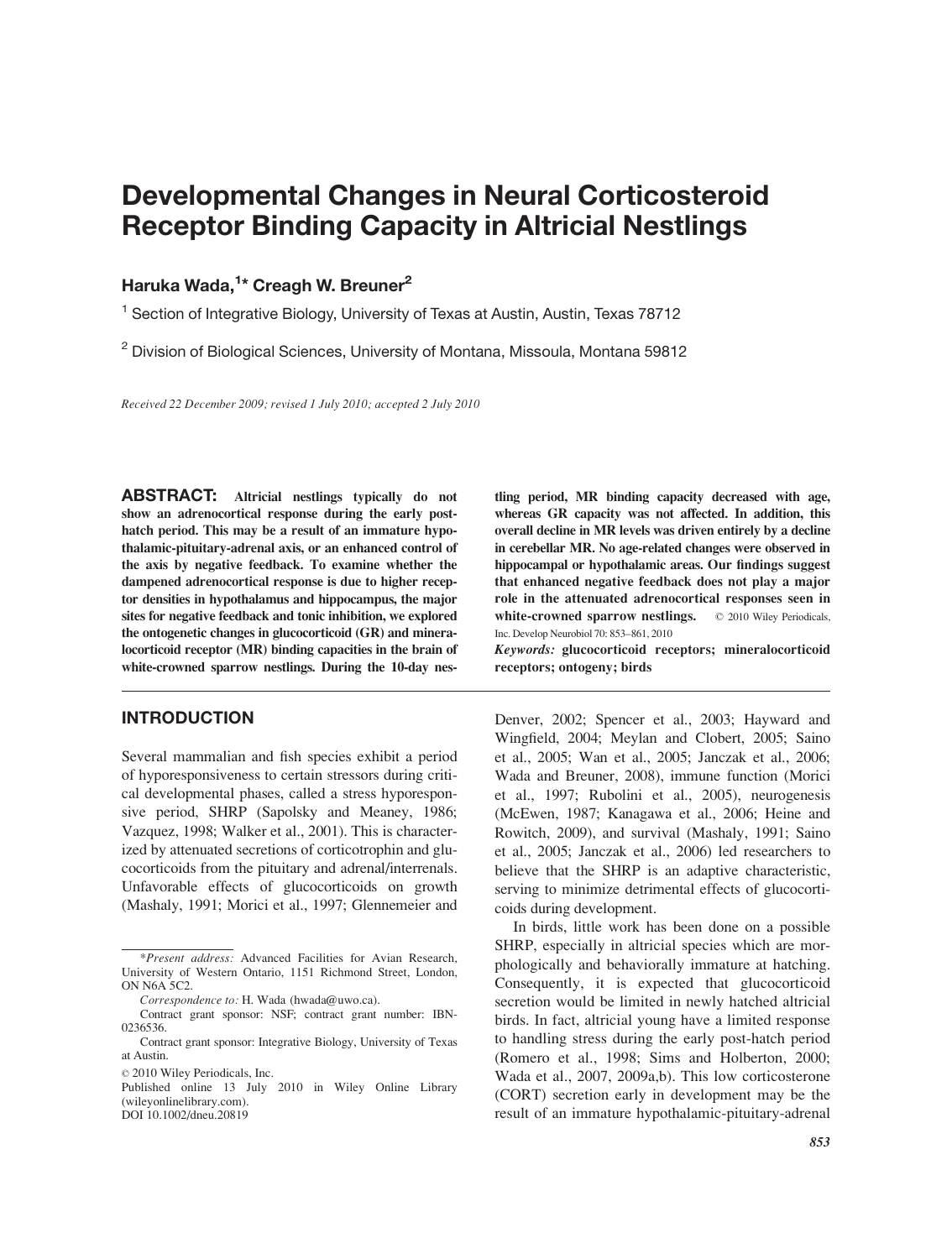# Developmental Changes in Neural Corticosteroid Receptor Binding Capacity in Altricial Nestlings

**Haruka Wada,[1]* Creagh W. Breuner[2]**

[1] Section of Integrative Biology, University of Texas at Austin, Austin, Texas 78712

[2] Division of Biological Sciences, University of Montana, Missoula, Montana 59812

*Received 22 December 2009; revised 1 July 2010; accepted 2 July 2010*

**ABSTRACT: Altricial nestlings typically do not show an adrenocortical response during the early post-hatch period. This may be a result of an immature hypothalamic-pituitary-adrenal axis, or an enhanced control of the axis by negative feedback. To examine whether the dampened adrenocortical response is due to higher receptor densities in hypothalamus and hippocampus, the major sites for negative feedback and tonic inhibition, we explored the ontogenetic changes in glucocorticoid (GR) and mineralocorticoid receptor (MR) binding capacities in the brain of white-crowned sparrow nestlings. During the 10-day nestling period, MR binding capacity decreased with age, whereas GR capacity was not affected. In addition, this overall decline in MR levels was driven entirely by a decline in cerebellar MR. No age-related changes were observed in hippocampal or hypothalamic areas. Our findings suggest that enhanced negative feedback does not play a major role in the attenuated adrenocortical responses seen in white-crowned sparrow nestlings.** © 2010 Wiley Periodicals, Inc. Develop Neurobiol 70: 853–861, 2010

*Keywords:* **glucocorticoid receptors; mineralocorticoid receptors; ontogeny; birds**

## INTRODUCTION

Several mammalian and fish species exhibit a period of hyporesponsiveness to certain stressors during critical developmental phases, called a stress hyporesponsive period, SHRP (Sapolsky and Meaney, 1986; Vazquez, 1998; Walker et al., 2001). This is characterized by attenuated secretions of corticotrophin and glucocorticoids from the pituitary and adrenal/interrenals. Unfavorable effects of glucocorticoids on growth (Mashaly, 1991; Morici et al., 1997; Glennemeier and Denver, 2002; Spencer et al., 2003; Hayward and Wingfield, 2004; Meylan and Clobert, 2005; Saino et al., 2005; Wan et al., 2005; Janczak et al., 2006; Wada and Breuner, 2008), immune function (Morici et al., 1997; Rubolini et al., 2005), neurogenesis (McEwen, 1987; Kanagawa et al., 2006; Heine and Rowitch, 2009), and survival (Mashaly, 1991; Saino et al., 2005; Janczak et al., 2006) led researchers to believe that the SHRP is an adaptive characteristic, serving to minimize detrimental effects of glucocorticoids during development.

In birds, little work has been done on a possible SHRP, especially in altricial species which are morphologically and behaviorally immature at hatching. Consequently, it is expected that glucocorticoid secretion would be limited in newly hatched altricial birds. In fact, altricial young have a limited response to handling stress during the early post-hatch period (Romero et al., 1998; Sims and Holberton, 2000; Wada et al., 2007, 2009a,b). This low corticosterone (CORT) secretion early in development may be the result of an immature hypothalamic-pituitary-adrenal

---

*Present address:* Advanced Facilities for Avian Research, University of Western Ontario, 1151 Richmond Street, London, ON N6A 5C2.

*Correspondence to:* H. Wada (hwada@uwo.ca).

Contract grant sponsor: NSF; contract grant number: IBN-0236536.

Contract grant sponsor: Integrative Biology, University of Texas at Austin.

© 2010 Wiley Periodicals, Inc.

Published online 13 July 2010 in Wiley Online Library (wileyonlinelibrary.com).

DOI 10.1002/dneu.20819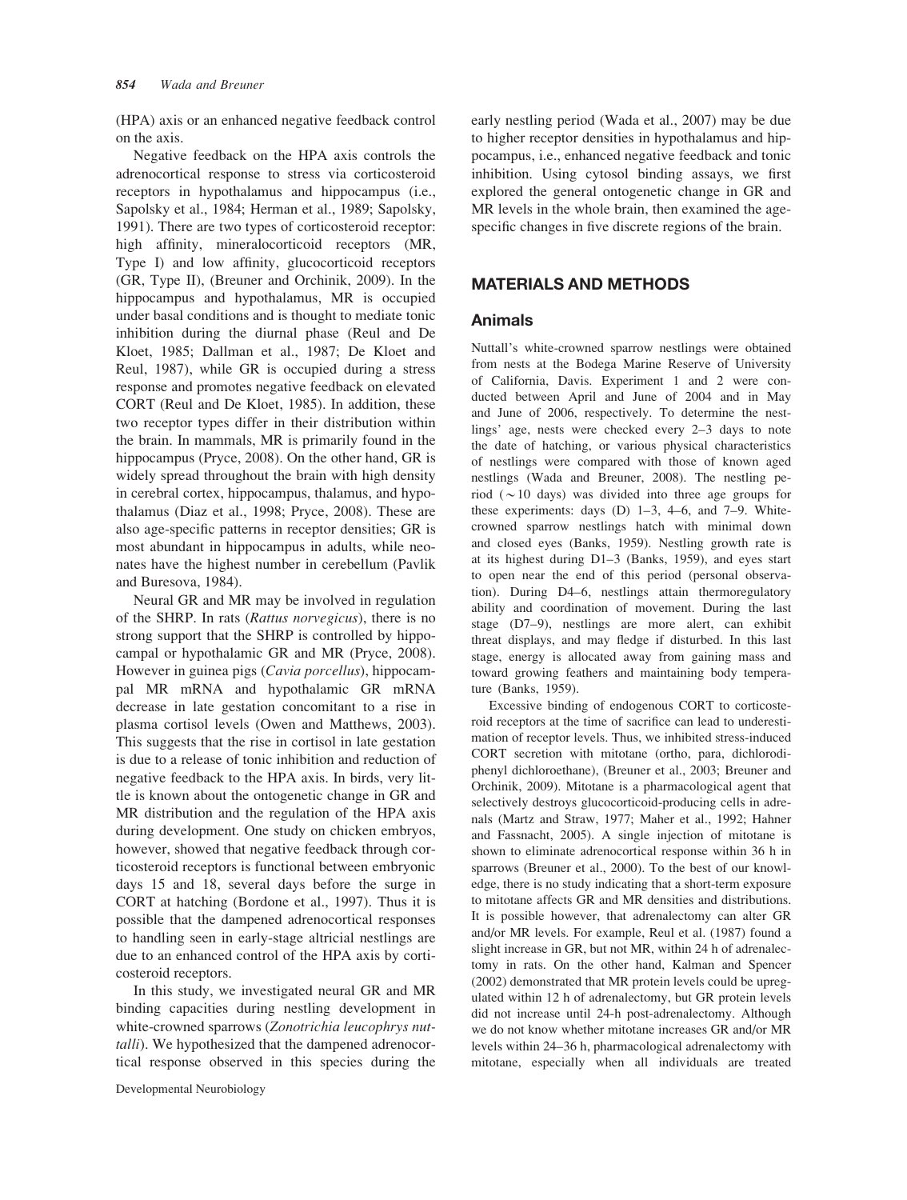(HPA) axis or an enhanced negative feedback control on the axis.

Negative feedback on the HPA axis controls the adrenocortical response to stress via corticosteroid receptors in hypothalamus and hippocampus (i.e., Sapolsky et al., 1984; Herman et al., 1989; Sapolsky, 1991). There are two types of corticosteroid receptor: high affinity, mineralocorticoid receptors (MR, Type I) and low affinity, glucocorticoid receptors (GR, Type II), (Breuner and Orchinik, 2009). In the hippocampus and hypothalamus, MR is occupied under basal conditions and is thought to mediate tonic inhibition during the diurnal phase (Reul and De Kloet, 1985; Dallman et al., 1987; De Kloet and Reul, 1987), while GR is occupied during a stress response and promotes negative feedback on elevated CORT (Reul and De Kloet, 1985). In addition, these two receptor types differ in their distribution within the brain. In mammals, MR is primarily found in the hippocampus (Pryce, 2008). On the other hand, GR is widely spread throughout the brain with high density in cerebral cortex, hippocampus, thalamus, and hypothalamus (Diaz et al., 1998; Pryce, 2008). These are also age-specific patterns in receptor densities; GR is most abundant in hippocampus in adults, while neonates have the highest number in cerebellum (Pavlik and Buresova, 1984).

Neural GR and MR may be involved in regulation of the SHRP. In rats (*Rattus norvegicus*), there is no strong support that the SHRP is controlled by hippocampal or hypothalamic GR and MR (Pryce, 2008). However in guinea pigs (*Cavia porcellus*), hippocampal MR mRNA and hypothalamic GR mRNA decrease in late gestation concomitant to a rise in plasma cortisol levels (Owen and Matthews, 2003). This suggests that the rise in cortisol in late gestation is due to a release of tonic inhibition and reduction of negative feedback to the HPA axis. In birds, very little is known about the ontogenetic change in GR and MR distribution and the regulation of the HPA axis during development. One study on chicken embryos, however, showed that negative feedback through corticosteroid receptors is functional between embryonic days 15 and 18, several days before the surge in CORT at hatching (Bordone et al., 1997). Thus it is possible that the dampened adrenocortical responses to handling seen in early-stage altricial nestlings are due to an enhanced control of the HPA axis by corticosteroid receptors.

In this study, we investigated neural GR and MR binding capacities during nestling development in white-crowned sparrows (*Zonotrichia leucophrys nuttalli*). We hypothesized that the dampened adrenocortical response observed in this species during the early nestling period (Wada et al., 2007) may be due to higher receptor densities in hypothalamus and hippocampus, i.e., enhanced negative feedback and tonic inhibition. Using cytosol binding assays, we first explored the general ontogenetic change in GR and MR levels in the whole brain, then examined the age-specific changes in five discrete regions of the brain.

## MATERIALS AND METHODS

### Animals

Nuttall's white-crowned sparrow nestlings were obtained from nests at the Bodega Marine Reserve of University of California, Davis. Experiment 1 and 2 were conducted between April and June of 2004 and in May and June of 2006, respectively. To determine the nestlings' age, nests were checked every 2–3 days to note the date of hatching, or various physical characteristics of nestlings were compared with those of known aged nestlings (Wada and Breuner, 2008). The nestling period ($\sim$10 days) was divided into three age groups for these experiments: days (D) 1–3, 4–6, and 7–9. White-crowned sparrow nestlings hatch with minimal down and closed eyes (Banks, 1959). Nestling growth rate is at its highest during D1–3 (Banks, 1959), and eyes start to open near the end of this period (personal observation). During D4–6, nestlings attain thermoregulatory ability and coordination of movement. During the last stage (D7–9), nestlings are more alert, can exhibit threat displays, and may fledge if disturbed. In this last stage, energy is allocated away from gaining mass and toward growing feathers and maintaining body temperature (Banks, 1959).

Excessive binding of endogenous CORT to corticosteroid receptors at the time of sacrifice can lead to underestimation of receptor levels. Thus, we inhibited stress-induced CORT secretion with mitotane (ortho, para, dichlorodiphenyl dichloroethane), (Breuner et al., 2003; Breuner and Orchinik, 2009). Mitotane is a pharmacological agent that selectively destroys glucocorticoid-producing cells in adrenals (Martz and Straw, 1977; Maher et al., 1992; Hahner and Fassnacht, 2005). A single injection of mitotane is shown to eliminate adrenocortical response within 36 h in sparrows (Breuner et al., 2000). To the best of our knowledge, there is no study indicating that a short-term exposure to mitotane affects GR and MR densities and distributions. It is possible however, that adrenalectomy can alter GR and/or MR levels. For example, Reul et al. (1987) found a slight increase in GR, but not MR, within 24 h of adrenalectomy in rats. On the other hand, Kalman and Spencer (2002) demonstrated that MR protein levels could be upregulated within 12 h of adrenalectomy, but GR protein levels did not increase until 24-h post-adrenalectomy. Although we do not know whether mitotane increases GR and/or MR levels within 24–36 h, pharmacological adrenalectomy with mitotane, especially when all individuals are treated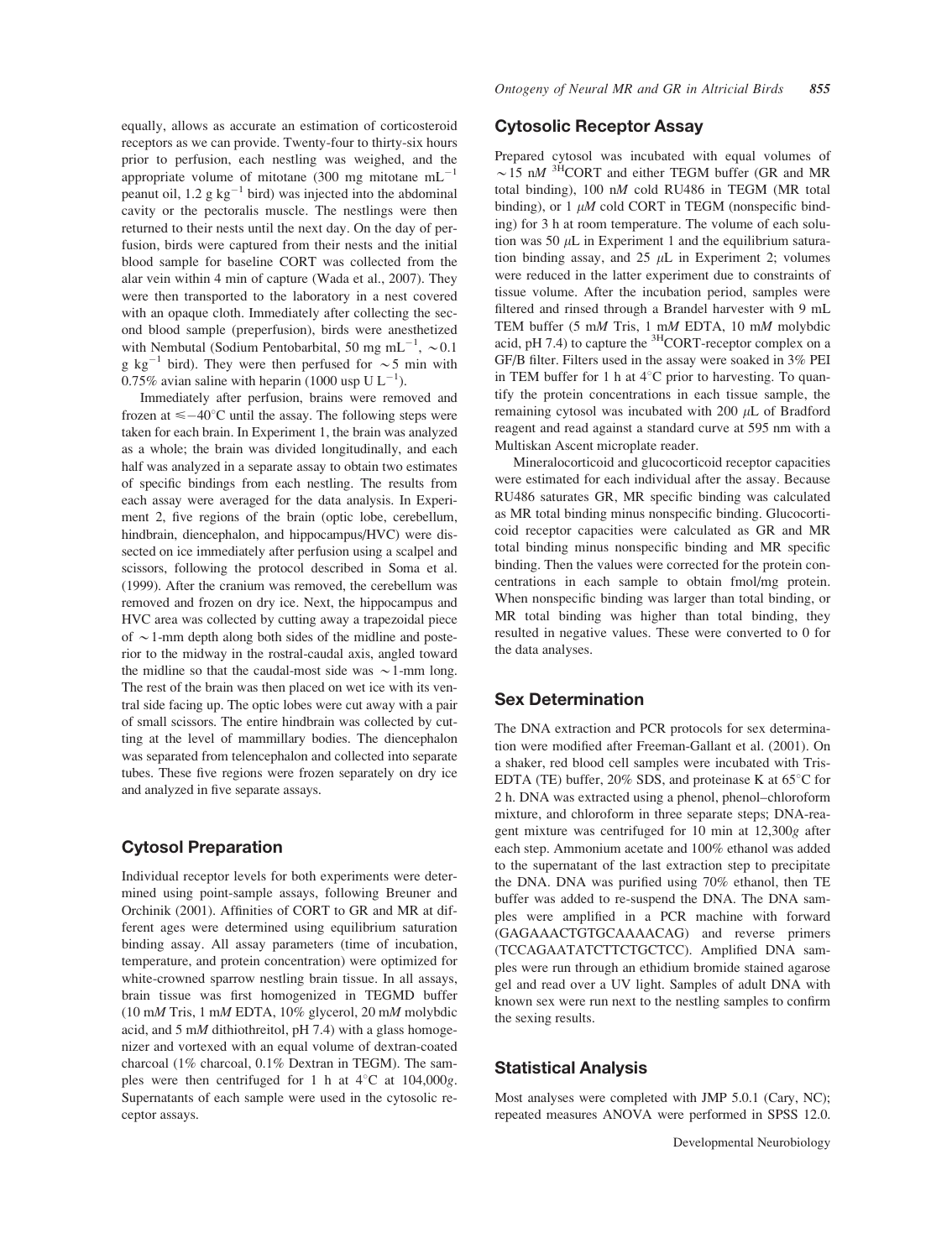equally, allows as accurate an estimation of corticosteroid receptors as we can provide. Twenty-four to thirty-six hours prior to perfusion, each nestling was weighed, and the appropriate volume of mitotane (300 mg mitotane $mL^{-1}$ peanut oil, 1.2 g $kg^{-1}$ bird) was injected into the abdominal cavity or the pectoralis muscle. The nestlings were then returned to their nests until the next day. On the day of perfusion, birds were captured from their nests and the initial blood sample for baseline CORT was collected from the alar vein within 4 min of capture (Wada et al., 2007). They were then transported to the laboratory in a nest covered with an opaque cloth. Immediately after collecting the second blood sample (preperfusion), birds were anesthetized with Nembutal (Sodium Pentobarbital, 50 mg $mL^{-1}$, ~0.1 g $kg^{-1}$ bird). They were then perfused for ~5 min with 0.75% avian saline with heparin (1000 usp U $L^{-1}$).

Immediately after perfusion, brains were removed and frozen at ≤−40°C until the assay. The following steps were taken for each brain. In Experiment 1, the brain was analyzed as a whole; the brain was divided longitudinally, and each half was analyzed in a separate assay to obtain two estimates of specific bindings from each nestling. The results from each assay were averaged for the data analysis. In Experiment 2, five regions of the brain (optic lobe, cerebellum, hindbrain, diencephalon, and hippocampus/HVC) were dissected on ice immediately after perfusion using a scalpel and scissors, following the protocol described in Soma et al. (1999). After the cranium was removed, the cerebellum was removed and frozen on dry ice. Next, the hippocampus and HVC area was collected by cutting away a trapezoidal piece of ~1-mm depth along both sides of the midline and posterior to the midway in the rostral-caudal axis, angled toward the midline so that the caudal-most side was ~1-mm long. The rest of the brain was then placed on wet ice with its ventral side facing up. The optic lobes were cut away with a pair of small scissors. The entire hindbrain was collected by cutting at the level of mammillary bodies. The diencephalon was separated from telencephalon and collected into separate tubes. These five regions were frozen separately on dry ice and analyzed in five separate assays.

## Cytosol Preparation

Individual receptor levels for both experiments were determined using point-sample assays, following Breuner and Orchinik (2001). Affinities of CORT to GR and MR at different ages were determined using equilibrium saturation binding assay. All assay parameters (time of incubation, temperature, and protein concentration) were optimized for white-crowned sparrow nestling brain tissue. In all assays, brain tissue was first homogenized in TEGMD buffer (10 m*M* Tris, 1 m*M* EDTA, 10% glycerol, 20 m*M* molybdic acid, and 5 m*M* dithiothreitol, pH 7.4) with a glass homogenizer and vortexed with an equal volume of dextran-coated charcoal (1% charcoal, 0.1% Dextran in TEGM). The samples were then centrifuged for 1 h at 4°C at 104,000*g*. Supernatants of each sample were used in the cytosolic receptor assays.

## Cytosolic Receptor Assay

Prepared cytosol was incubated with equal volumes of ~15 n*M* $^{3H}$CORT and either TEGM buffer (GR and MR total binding), 100 n*M* cold RU486 in TEGM (MR total binding), or 1 μ*M* cold CORT in TEGM (nonspecific binding) for 3 h at room temperature. The volume of each solution was 50 μL in Experiment 1 and the equilibrium saturation binding assay, and 25 μL in Experiment 2; volumes were reduced in the latter experiment due to constraints of tissue volume. After the incubation period, samples were filtered and rinsed through a Brandel harvester with 9 mL TEM buffer (5 m*M* Tris, 1 m*M* EDTA, 10 m*M* molybdic acid, pH 7.4) to capture the $^{3H}$CORT-receptor complex on a GF/B filter. Filters used in the assay were soaked in 3% PEI in TEM buffer for 1 h at 4°C prior to harvesting. To quantify the protein concentrations in each tissue sample, the remaining cytosol was incubated with 200 μL of Bradford reagent and read against a standard curve at 595 nm with a Multiskan Ascent microplate reader.

Mineralocorticoid and glucocorticoid receptor capacities were estimated for each individual after the assay. Because RU486 saturates GR, MR specific binding was calculated as MR total binding minus nonspecific binding. Glucocorticoid receptor capacities were calculated as GR and MR total binding minus nonspecific binding and MR specific binding. Then the values were corrected for the protein concentrations in each sample to obtain fmol/mg protein. When nonspecific binding was larger than total binding, or MR total binding was higher than total binding, they resulted in negative values. These were converted to 0 for the data analyses.

## Sex Determination

The DNA extraction and PCR protocols for sex determination were modified after Freeman-Gallant et al. (2001). On a shaker, red blood cell samples were incubated with Tris-EDTA (TE) buffer, 20% SDS, and proteinase K at 65°C for 2 h. DNA was extracted using a phenol, phenol–chloroform mixture, and chloroform in three separate steps; DNA-reagent mixture was centrifuged for 10 min at 12,300*g* after each step. Ammonium acetate and 100% ethanol was added to the supernatant of the last extraction step to precipitate the DNA. DNA was purified using 70% ethanol, then TE buffer was added to re-suspend the DNA. The DNA samples were amplified in a PCR machine with forward (GAGAAACTGTGCAAAACAG) and reverse primers (TCCAGAATATCTTCTGCTCC). Amplified DNA samples were run through an ethidium bromide stained agarose gel and read over a UV light. Samples of adult DNA with known sex were run next to the nestling samples to confirm the sexing results.

## Statistical Analysis

Most analyses were completed with JMP 5.0.1 (Cary, NC); repeated measures ANOVA were performed in SPSS 12.0.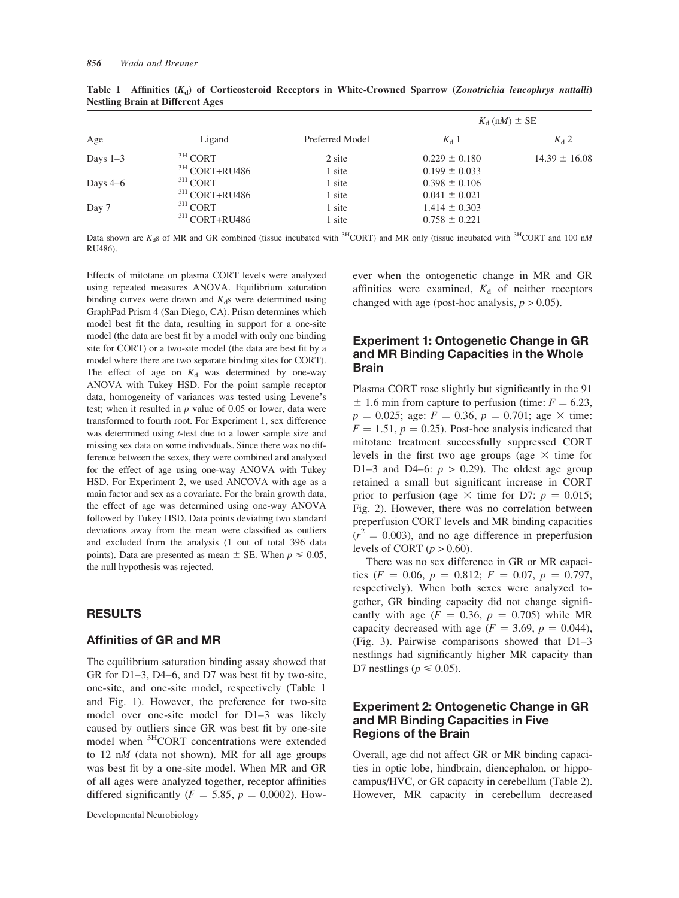**Table 1 Affinities ($K_d$) of Corticosteroid Receptors in White-Crowned Sparrow (*Zonotrichia leucophrys nuttalli*) Nestling Brain at Different Ages**

| Age | Ligand | Preferred Model | $K_d$ (n$M$) ± SE | |
|---|---|---|---|---|
| | | | $K_d$ 1 | $K_d$ 2 |
| Days 1–3 | $^{3H}$ CORT | 2 site | 0.229 ± 0.180 | 14.39 ± 16.08 |
| | $^{3H}$ CORT+RU486 | 1 site | 0.199 ± 0.033 | |
| Days 4–6 | $^{3H}$ CORT | 1 site | 0.398 ± 0.106 | |
| | $^{3H}$ CORT+RU486 | 1 site | 0.041 ± 0.021 | |
| Day 7 | $^{3H}$ CORT | 1 site | 1.414 ± 0.303 | |
| | $^{3H}$ CORT+RU486 | 1 site | 0.758 ± 0.221 | |

Data shown are $K_d$s of MR and GR combined (tissue incubated with $^{3H}$CORT) and MR only (tissue incubated with $^{3H}$CORT and 100 n$M$ RU486).

Effects of mitotane on plasma CORT levels were analyzed using repeated measures ANOVA. Equilibrium saturation binding curves were drawn and $K_d$s were determined using GraphPad Prism 4 (San Diego, CA). Prism determines which model best fit the data, resulting in support for a one-site model (the data are best fit by a model with only one binding site for CORT) or a two-site model (the data are best fit by a model where there are two separate binding sites for CORT). The effect of age on $K_d$ was determined by one-way ANOVA with Tukey HSD. For the point sample receptor data, homogeneity of variances was tested using Levene's test; when it resulted in $p$ value of 0.05 or lower, data were transformed to fourth root. For Experiment 1, sex difference was determined using $t$-test due to a lower sample size and missing sex data on some individuals. Since there was no difference between the sexes, they were combined and analyzed for the effect of age using one-way ANOVA with Tukey HSD. For Experiment 2, we used ANCOVA with age as a main factor and sex as a covariate. For the brain growth data, the effect of age was determined using one-way ANOVA followed by Tukey HSD. Data points deviating two standard deviations away from the mean were classified as outliers and excluded from the analysis (1 out of total 396 data points). Data are presented as mean ± SE. When $p \leqslant 0.05$, the null hypothesis was rejected.

## RESULTS

### Affinities of GR and MR

The equilibrium saturation binding assay showed that GR for D1–3, D4–6, and D7 was best fit by two-site, one-site, and one-site model, respectively (Table 1 and Fig. 1). However, the preference for two-site model over one-site model for D1–3 was likely caused by outliers since GR was best fit by one-site model when $^{3H}$CORT concentrations were extended to 12 n$M$ (data not shown). MR for all age groups was best fit by a one-site model. When MR and GR of all ages were analyzed together, receptor affinities differed significantly ($F = 5.85$, $p = 0.0002$). However when the ontogenetic change in MR and GR affinities were examined, $K_d$ of neither receptors changed with age (post-hoc analysis, $p > 0.05$).

### Experiment 1: Ontogenetic Change in GR and MR Binding Capacities in the Whole Brain

Plasma CORT rose slightly but significantly in the 91 ± 1.6 min from capture to perfusion (time: $F = 6.23$, $p = 0.025$; age: $F = 0.36$, $p = 0.701$; age × time: $F = 1.51$, $p = 0.25$). Post-hoc analysis indicated that mitotane treatment successfully suppressed CORT levels in the first two age groups (age × time for D1–3 and D4–6: $p > 0.29$). The oldest age group retained a small but significant increase in CORT prior to perfusion (age × time for D7: $p = 0.015$; Fig. 2). However, there was no correlation between preperfusion CORT levels and MR binding capacities ($r^2 = 0.003$), and no age difference in preperfusion levels of CORT ($p > 0.60$).

There was no sex difference in GR or MR capacities ($F = 0.06$, $p = 0.812$; $F = 0.07$, $p = 0.797$, respectively). When both sexes were analyzed together, GR binding capacity did not change significantly with age ($F = 0.36$, $p = 0.705$) while MR capacity decreased with age ($F = 3.69$, $p = 0.044$), (Fig. 3). Pairwise comparisons showed that D1–3 nestlings had significantly higher MR capacity than D7 nestlings ($p \leqslant 0.05$).

### Experiment 2: Ontogenetic Change in GR and MR Binding Capacities in Five Regions of the Brain

Overall, age did not affect GR or MR binding capacities in optic lobe, hindbrain, diencephalon, or hippocampus/HVC, or GR capacity in cerebellum (Table 2). However, MR capacity in cerebellum decreased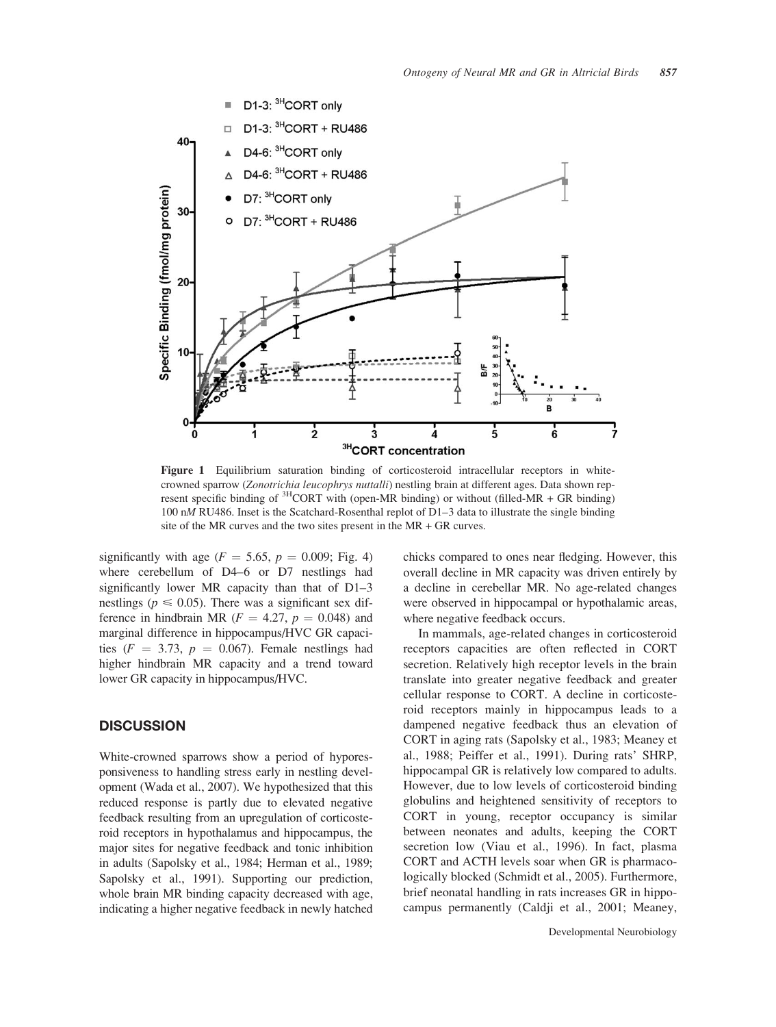**Figure 1** Equilibrium saturation binding of corticosteroid intracellular receptors in white-crowned sparrow (*Zonotrichia leucophrys nuttalli*) nestling brain at different ages. Data shown represent specific binding of $^{3H}$CORT with (open-MR binding) or without (filled-MR + GR binding) 100 n*M* RU486. Inset is the Scatchard-Rosenthal replot of D1–3 data to illustrate the single binding site of the MR curves and the two sites present in the MR + GR curves.

significantly with age ($F = 5.65$, $p = 0.009$; Fig. 4) where cerebellum of D4–6 or D7 nestlings had significantly lower MR capacity than that of D1–3 nestlings ($p \leq 0.05$). There was a significant sex difference in hindbrain MR ($F = 4.27$, $p = 0.048$) and marginal difference in hippocampus/HVC GR capacities ($F = 3.73$, $p = 0.067$). Female nestlings had higher hindbrain MR capacity and a trend toward lower GR capacity in hippocampus/HVC.

## DISCUSSION

White-crowned sparrows show a period of hyporesponsiveness to handling stress early in nestling development (Wada et al., 2007). We hypothesized that this reduced response is partly due to elevated negative feedback resulting from an upregulation of corticosteroid receptors in hypothalamus and hippocampus, the major sites for negative feedback and tonic inhibition in adults (Sapolsky et al., 1984; Herman et al., 1989; Sapolsky et al., 1991). Supporting our prediction, whole brain MR binding capacity decreased with age, indicating a higher negative feedback in newly hatched chicks compared to ones near fledging. However, this overall decline in MR capacity was driven entirely by a decline in cerebellar MR. No age-related changes were observed in hippocampal or hypothalamic areas, where negative feedback occurs.

In mammals, age-related changes in corticosteroid receptors capacities are often reflected in CORT secretion. Relatively high receptor levels in the brain translate into greater negative feedback and greater cellular response to CORT. A decline in corticosteroid receptors mainly in hippocampus leads to a dampened negative feedback thus an elevation of CORT in aging rats (Sapolsky et al., 1983; Meaney et al., 1988; Peiffer et al., 1991). During rats' SHRP, hippocampal GR is relatively low compared to adults. However, due to low levels of corticosteroid binding globulins and heightened sensitivity of receptors to CORT in young, receptor occupancy is similar between neonates and adults, keeping the CORT secretion low (Viau et al., 1996). In fact, plasma CORT and ACTH levels soar when GR is pharmacologically blocked (Schmidt et al., 2005). Furthermore, brief neonatal handling in rats increases GR in hippocampus permanently (Caldji et al., 2001; Meaney,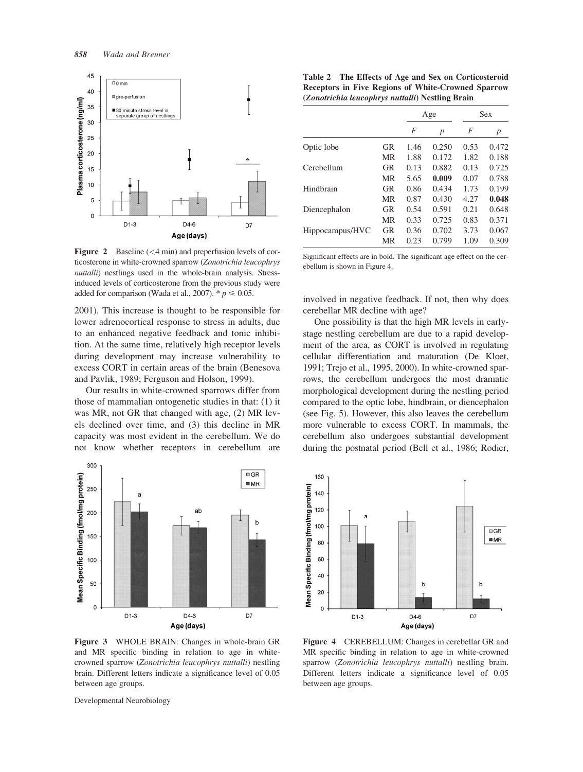Figure 2 Baseline (<4 min) and preperfusion levels of corticosterone in white-crowned sparrow (*Zonotrichia leucophrys nuttalli*) nestlings used in the whole-brain analysis. Stress-induced levels of corticosterone from the previous study were added for comparison (Wada et al., 2007). * $p \leq 0.05$.

2001). This increase is thought to be responsible for lower adrenocortical response to stress in adults, due to an enhanced negative feedback and tonic inhibition. At the same time, relatively high receptor levels during development may increase vulnerability to excess CORT in certain areas of the brain (Benesova and Pavlik, 1989; Ferguson and Holson, 1999).

Our results in white-crowned sparrows differ from those of mammalian ontogenetic studies in that: (1) it was MR, not GR that changed with age, (2) MR levels declined over time, and (3) this decline in MR capacity was most evident in the cerebellum. We do not know whether receptors in cerebellum are involved in negative feedback. If not, then why does cerebellar MR decline with age?

One possibility is that the high MR levels in early-stage nestling cerebellum are due to a rapid development of the area, as CORT is involved in regulating cellular differentiation and maturation (De Kloet, 1991; Trejo et al., 1995, 2000). In white-crowned sparrows, the cerebellum undergoes the most dramatic morphological development during the nestling period compared to the optic lobe, hindbrain, or diencephalon (see Fig. 5). However, this also leaves the cerebellum more vulnerable to excess CORT. In mammals, the cerebellum also undergoes substantial development during the postnatal period (Bell et al., 1986; Rodier,

**Table 2 The Effects of Age and Sex on Corticosteroid Receptors in Five Regions of White-Crowned Sparrow (*Zonotrichia leucophrys nuttalli*) Nestling Brain**

| | | Age | | Sex | |
|---|---|---|---|---|---|
| | | *F* | *p* | *F* | *p* |
| Optic lobe | GR | 1.46 | 0.250 | 0.53 | 0.472 |
| | MR | 1.88 | 0.172 | 1.82 | 0.188 |
| Cerebellum | GR | 0.13 | 0.882 | 0.13 | 0.725 |
| | MR | 5.65 | **0.009** | 0.07 | 0.788 |
| Hindbrain | GR | 0.86 | 0.434 | 1.73 | 0.199 |
| | MR | 0.87 | 0.430 | 4.27 | **0.048** |
| Diencephalon | GR | 0.54 | 0.591 | 0.21 | 0.648 |
| | MR | 0.33 | 0.725 | 0.83 | 0.371 |
| Hippocampus/HVC | GR | 0.36 | 0.702 | 3.73 | 0.067 |
| | MR | 0.23 | 0.799 | 1.09 | 0.309 |

Significant effects are in bold. The significant age effect on the cerebellum is shown in Figure 4.

Figure 3 WHOLE BRAIN: Changes in whole-brain GR and MR specific binding in relation to age in white-crowned sparrow (*Zonotrichia leucophrys nuttalli*) nestling brain. Different letters indicate a significance level of 0.05 between age groups.

Figure 4 CEREBELLUM: Changes in cerebellar GR and MR specific binding in relation to age in white-crowned sparrow (*Zonotrichia leucophrys nuttalli*) nestling brain. Different letters indicate a significance level of 0.05 between age groups.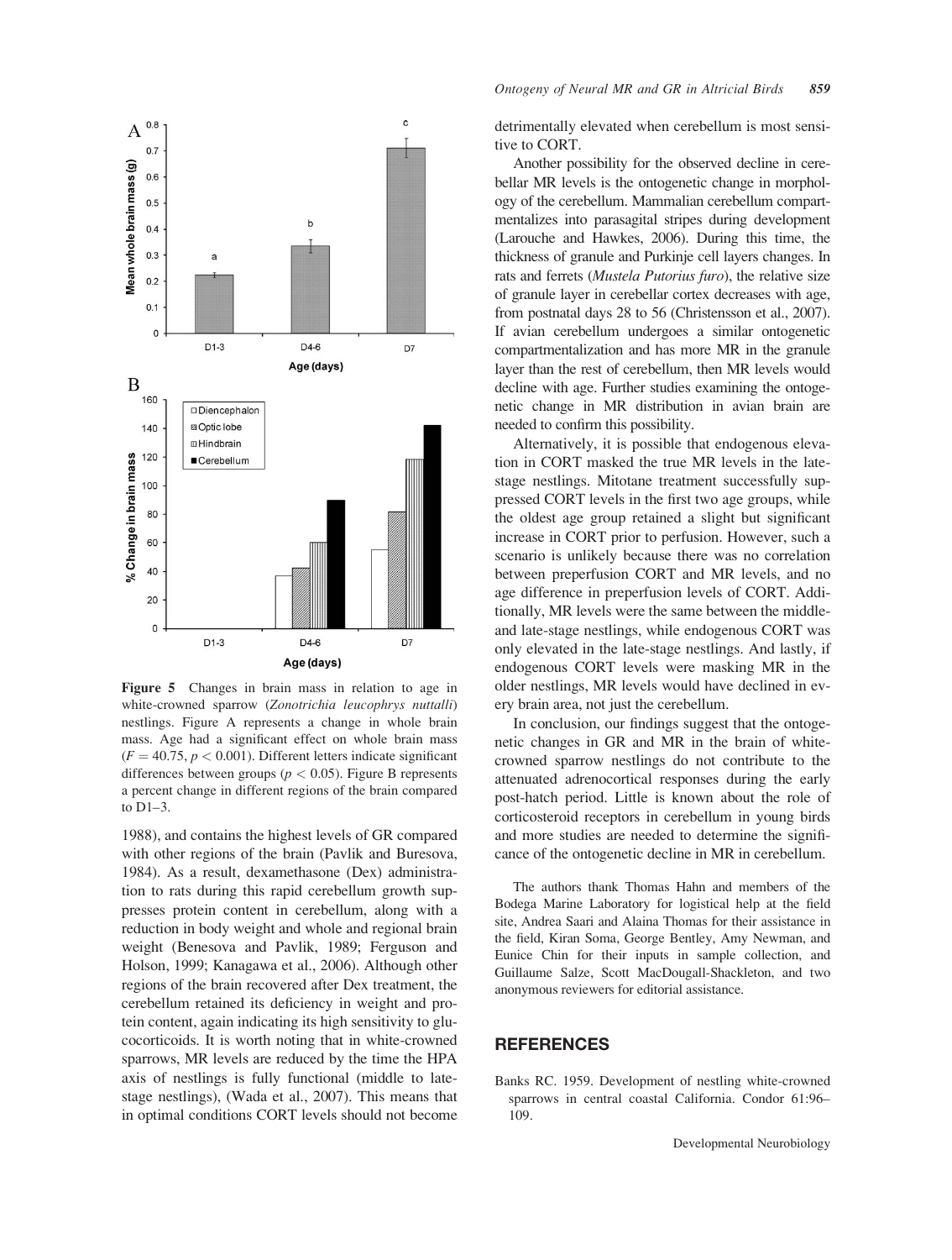Figure 5 Changes in brain mass in relation to age in white-crowned sparrow (*Zonotrichia leucophrys nuttalli*) nestlings. Figure A represents a change in whole brain mass. Age had a significant effect on whole brain mass ($F = 40.75$, $p < 0.001$). Different letters indicate significant differences between groups ($p < 0.05$). Figure B represents a percent change in different regions of the brain compared to D1–3.

1988), and contains the highest levels of GR compared with other regions of the brain (Pavlik and Buresova, 1984). As a result, dexamethasone (Dex) administration to rats during this rapid cerebellum growth suppresses protein content in cerebellum, along with a reduction in body weight and whole and regional brain weight (Benesova and Pavlik, 1989; Ferguson and Holson, 1999; Kanagawa et al., 2006). Although other regions of the brain recovered after Dex treatment, the cerebellum retained its deficiency in weight and protein content, again indicating its high sensitivity to glucocorticoids. It is worth noting that in white-crowned sparrows, MR levels are reduced by the time the HPA axis of nestlings is fully functional (middle to late-stage nestlings), (Wada et al., 2007). This means that in optimal conditions CORT levels should not become detrimentally elevated when cerebellum is most sensitive to CORT.

Another possibility for the observed decline in cerebellar MR levels is the ontogenetic change in morphology of the cerebellum. Mammalian cerebellum compartmentalizes into parasagital stripes during development (Larouche and Hawkes, 2006). During this time, the thickness of granule and Purkinje cell layers changes. In rats and ferrets (*Mustela Putorius furo*), the relative size of granule layer in cerebellar cortex decreases with age, from postnatal days 28 to 56 (Christensson et al., 2007). If avian cerebellum undergoes a similar ontogenetic compartmentalization and has more MR in the granule layer than the rest of cerebellum, then MR levels would decline with age. Further studies examining the ontogenetic change in MR distribution in avian brain are needed to confirm this possibility.

Alternatively, it is possible that endogenous elevation in CORT masked the true MR levels in the late-stage nestlings. Mitotane treatment successfully suppressed CORT levels in the first two age groups, while the oldest age group retained a slight but significant increase in CORT prior to perfusion. However, such a scenario is unlikely because there was no correlation between preperfusion CORT and MR levels, and no age difference in preperfusion levels of CORT. Additionally, MR levels were the same between the middle- and late-stage nestlings, while endogenous CORT was only elevated in the late-stage nestlings. And lastly, if endogenous CORT levels were masking MR in the older nestlings, MR levels would have declined in every brain area, not just the cerebellum.

In conclusion, our findings suggest that the ontogenetic changes in GR and MR in the brain of white-crowned sparrow nestlings do not contribute to the attenuated adrenocortical responses during the early post-hatch period. Little is known about the role of corticosteroid receptors in cerebellum in young birds and more studies are needed to determine the significance of the ontogenetic decline in MR in cerebellum.

The authors thank Thomas Hahn and members of the Bodega Marine Laboratory for logistical help at the field site, Andrea Saari and Alaina Thomas for their assistance in the field, Kiran Soma, George Bentley, Amy Newman, and Eunice Chin for their inputs in sample collection, and Guillaume Salze, Scott MacDougall-Shackleton, and two anonymous reviewers for editorial assistance.

## REFERENCES

Banks RC. 1959. Development of nestling white-crowned sparrows in central coastal California. Condor 61:96–109.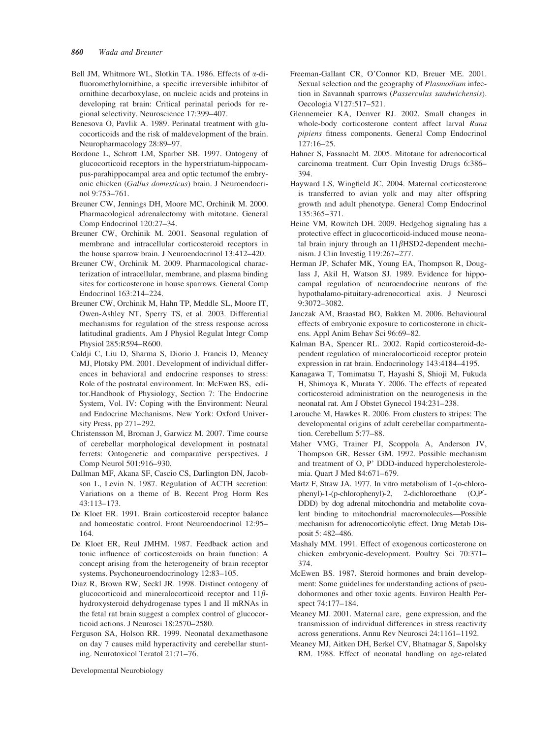Bell JM, Whitmore WL, Slotkin TA. 1986. Effects of α-difluoromethylornithine, a specific irreversible inhibitor of ornithine decarboxylase, on nucleic acids and proteins in developing rat brain: Critical perinatal periods for regional selectivity. Neuroscience 17:399–407.

Benesova O, Pavlik A. 1989. Perinatal treatment with glucocorticoids and the risk of maldevelopment of the brain. Neuropharmacology 28:89–97.

Bordone L, Schrott LM, Sparber SB. 1997. Ontogeny of glucocorticoid receptors in the hyperstriatum-hippocampus-parahippocampal area and optic tectumof the embryonic chicken (*Gallus domesticus*) brain. J Neuroendocrinol 9:753–761.

Breuner CW, Jennings DH, Moore MC, Orchinik M. 2000. Pharmacological adrenalectomy with mitotane. General Comp Endocrinol 120:27–34.

Breuner CW, Orchinik M. 2001. Seasonal regulation of membrane and intracellular corticosteroid receptors in the house sparrow brain. J Neuroendocrinol 13:412–420.

Breuner CW, Orchinik M. 2009. Pharmacological characterization of intracellular, membrane, and plasma binding sites for corticosterone in house sparrows. General Comp Endocrinol 163:214–224.

Breuner CW, Orchinik M, Hahn TP, Meddle SL, Moore IT, Owen-Ashley NT, Sperry TS, et al. 2003. Differential mechanisms for regulation of the stress response across latitudinal gradients. Am J Physiol Regulat Integr Comp Physiol 285:R594–R600.

Caldji C, Liu D, Sharma S, Diorio J, Francis D, Meaney MJ, Plotsky PM. 2001. Development of individual differences in behavioral and endocrine responses to stress: Role of the postnatal environment. In: McEwen BS, editor.Handbook of Physiology, Section 7: The Endocrine System, Vol. IV: Coping with the Environment: Neural and Endocrine Mechanisms. New York: Oxford University Press, pp 271–292.

Christensson M, Broman J, Garwicz M. 2007. Time course of cerebellar morphological development in postnatal ferrets: Ontogenetic and comparative perspectives. J Comp Neurol 501:916–930.

Dallman MF, Akana SF, Cascio CS, Darlington DN, Jacobson L, Levin N. 1987. Regulation of ACTH secretion: Variations on a theme of B. Recent Prog Horm Res 43:113–173.

De Kloet ER. 1991. Brain corticosteroid receptor balance and homeostatic control. Front Neuroendocrinol 12:95–164.

De Kloet ER, Reul JMHM. 1987. Feedback action and tonic influence of corticosteroids on brain function: A concept arising from the heterogeneity of brain receptor systems. Psychoneuroendocrinology 12:83–105.

Diaz R, Brown RW, Seckl JR. 1998. Distinct ontogeny of glucocorticoid and mineralocorticoid receptor and 11β-hydroxysteroid dehydrogenase types I and II mRNAs in the fetal rat brain suggest a complex control of glucocorticoid actions. J Neurosci 18:2570–2580.

Ferguson SA, Holson RR. 1999. Neonatal dexamethasone on day 7 causes mild hyperactivity and cerebellar stunting. Neurotoxicol Teratol 21:71–76.

Freeman-Gallant CR, O'Connor KD, Breuer ME. 2001. Sexual selection and the geography of *Plasmodium* infection in Savannah sparrows (*Passerculus sandwichensis*). Oecologia V127:517–521.

Glennemeier KA, Denver RJ. 2002. Small changes in whole-body corticosterone content affect larval *Rana pipiens* fitness components. General Comp Endocrinol 127:16–25.

Hahner S, Fassnacht M. 2005. Mitotane for adrenocortical carcinoma treatment. Curr Opin Investig Drugs 6:386–394.

Hayward LS, Wingfield JC. 2004. Maternal corticosterone is transferred to avian yolk and may alter offspring growth and adult phenotype. General Comp Endocrinol 135:365–371.

Heine VM, Rowitch DH. 2009. Hedgehog signaling has a protective effect in glucocorticoid-induced mouse neonatal brain injury through an 11βHSD2-dependent mechanism. J Clin Investig 119:267–277.

Herman JP, Schafer MK, Young EA, Thompson R, Douglass J, Akil H, Watson SJ. 1989. Evidence for hippocampal regulation of neuroendocrine neurons of the hypothalamo-pituitary-adrenocortical axis. J Neurosci 9:3072–3082.

Janczak AM, Braastad BO, Bakken M. 2006. Behavioural effects of embryonic exposure to corticosterone in chickens. Appl Anim Behav Sci 96:69–82.

Kalman BA, Spencer RL. 2002. Rapid corticosteroid-dependent regulation of mineralocorticoid receptor protein expression in rat brain. Endocrinology 143:4184–4195.

Kanagawa T, Tomimatsu T, Hayashi S, Shioji M, Fukuda H, Shimoya K, Murata Y. 2006. The effects of repeated corticosteroid administration on the neurogenesis in the neonatal rat. Am J Obstet Gynecol 194:231–238.

Larouche M, Hawkes R. 2006. From clusters to stripes: The developmental origins of adult cerebellar compartmentation. Cerebellum 5:77–88.

Maher VMG, Trainer PJ, Scoppola A, Anderson JV, Thompson GR, Besser GM. 1992. Possible mechanism and treatment of O, P' DDD-induced hypercholesterolemia. Quart J Med 84:671–679.

Martz F, Straw JA. 1977. In vitro metabolism of 1-(o-chlorophenyl)-1-(p-chlorophenyl)-2, 2-dichloroethane (O,P'-DDD) by dog adrenal mitochondria and metabolite covalent binding to mitochondrial macromolecules—Possible mechanism for adrenocorticolytic effect. Drug Metab Disposit 5: 482–486.

Mashaly MM. 1991. Effect of exogenous corticosterone on chicken embryonic-development. Poultry Sci 70:371–374.

McEwen BS. 1987. Steroid hormones and brain development: Some guidelines for understanding actions of pseudohormones and other toxic agents. Environ Health Perspect 74:177–184.

Meaney MJ. 2001. Maternal care, gene expression, and the transmission of individual differences in stress reactivity across generations. Annu Rev Neurosci 24:1161–1192.

Meaney MJ, Aitken DH, Berkel CV, Bhatnagar S, Sapolsky RM. 1988. Effect of neonatal handling on age-related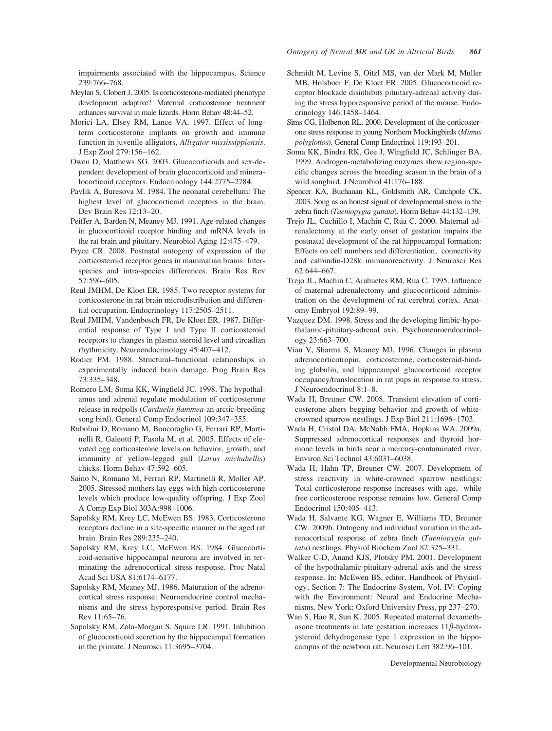impairments associated with the hippocampus. Science 239:766–768.

Meylan S, Clobert J. 2005. Is corticosterone-mediated phenotype development adaptive? Maternal corticosterone treatment enhances survival in male lizards. Horm Behav 48:44–52.

Morici LA, Elsey RM, Lance VA. 1997. Effect of long-term corticosterone implants on growth and immune function in juvenile alligators, *Alligator mississippiensis*. J Exp Zool 279:156–162.

Owen D, Matthews SG. 2003. Glucocorticoids and sex-dependent development of brain glucocorticoid and mineralocorticoid receptors. Endocrinology 144:2775–2784.

Pavlik A, Buresova M. 1984. The neonatal cerebellum: The highest level of glucocorticoid receptors in the brain. Dev Brain Res 12:13–20.

Peiffer A, Barden N, Meaney MJ. 1991. Age-related changes in glucocorticoid receptor binding and mRNA levels in the rat brain and pituitary. Neurobiol Aging 12:475–479.

Pryce CR. 2008. Postnatal ontogeny of expression of the corticosteroid receptor genes in mammalian brains: Inter-species and intra-species differences. Brain Res Rev 57:596–605.

Reul JMHM, De Kloet ER. 1985. Two receptor systems for corticosterone in rat brain microdistribution and differential occupation. Endocrinology 117:2505–2511.

Reul JMHM, Vandenbosch FR, De Kloet ER. 1987. Differential response of Type I and Type II corticosteroid receptors to changes in plasma steroid level and circadian rhythmicity. Neuroendocrinology 45:407–412.

Rodier PM. 1988. Structural–functional relationships in experimentally induced brain damage. Prog Brain Res 73:335–348.

Romero LM, Soma KK, Wingfield JC. 1998. The hypothalamus and adrenal regulate modulation of corticosterone release in redpolls (*Carduelis flammea*-an arctic-breeding song bird). General Comp Endocrinol 109:347–355.

Rubolini D, Romano M, Boncoraglio G, Ferrari RP, Martinelli R, Galeotti P, Fasola M, et al. 2005. Effects of elevated egg corticosterone levels on behavior, growth, and immunity of yellow-legged gull (*Larus michahellis*) chicks. Horm Behav 47:592–605.

Saino N, Romano M, Ferrari RP, Martinelli R, Moller AP. 2005. Stressed mothers lay eggs with high corticosterone levels which produce low-quality offspring. J Exp Zool A Comp Exp Biol 303A:998–1006.

Sapolsky RM, Krey LC, McEwen BS. 1983. Corticosterone receptors decline in a site-specific manner in the aged rat brain. Brain Res 289:235–240.

Sapolsky RM, Krey LC, McEwen BS. 1984. Glucocorticoid-sensitive hippocampal neurons are involved in terminating the adrenocortical stress response. Proc Natal Acad Sci USA 81:6174–6177.

Sapolsky RM, Meaney MJ. 1986. Maturation of the adrenocortical stress response: Neuroendocrine control mechanisms and the stress hyporesponsive period. Brain Res Rev 11:65–76.

Sapolsky RM, Zola-Morgan S, Squire LR. 1991. Inhibition of glucocorticoid secretion by the hippocampal formation in the primate. J Neurosci 11:3695–3704.

Schmidt M, Levine S, Oitzl MS, van der Mark M, Muller MB, Holsboer F, De Kloet ER. 2005. Glucocorticoid receptor blockade disinhibits pituitary-adrenal activity during the stress hyporesponsive period of the mouse. Endocrinology 146:1458–1464.

Sims CG, Holberton RL. 2000. Development of the corticosterone stress response in young Northern Mockingbirds (*Mimus polyglottos*). General Comp Endocrinol 119:193–201.

Soma KK, Bindra RK, Gee J, Wingfield JC, Schlinger BA. 1999. Androgen-metabolizing enzymes show region-specific changes across the breeding season in the brain of a wild songbird. J Neurobiol 41:176–188.

Spencer KA, Buchanan KL, Goldsmith AR, Catchpole CK. 2003. Song as an honest signal of developmental stress in the zebra finch (*Taeniopygia guttata*). Horm Behav 44:132–139.

Trejo JL, Cuchillo I, Machín C, Rúa C. 2000. Maternal adrenalectomy at the early onset of gestation impairs the postnatal development of the rat hippocampal formation: Effects on cell numbers and differentiation, connectivity and calbindin-D28k immunoreactivity. J Neurosci Res 62:644–667.

Trejo JL, Machin C, Arahuetes RM, Rua C. 1995. Influence of maternal adrenalectomy and glucocorticoid administration on the development of rat cerebral cortex. Anatomy Embryol 192:89–99.

Vazquez DM. 1998. Stress and the developing limbic-hypothalamic-pituitary-adrenal axis. Psychoneuroendocrinology 23:663–700.

Viau V, Sharma S, Meaney MJ. 1996. Changes in plasma adrenocorticotropin, corticosterone, corticosteroid-binding globulin, and hippocampal glucocorticoid receptor occupancy/translocation in rat pups in response to stress. J Neuroendocrinol 8:1–8.

Wada H, Breuner CW. 2008. Transient elevation of corticosterone alters begging behavior and growth of white-crowned sparrow nestlings. J Exp Biol 211:1696–1703.

Wada H, Cristol DA, McNabb FMA, Hopkins WA. 2009a. Suppressed adrenocortical responses and thyroid hormone levels in birds near a mercury-contaminated river. Environ Sci Technol 43:6031–6038.

Wada H, Hahn TP, Breuner CW. 2007. Development of stress reactivity in white-crowned sparrow nestlings: Total corticosterone response increases with age, while free corticosterone response remains low. General Comp Endocrinol 150:405–413.

Wada H, Salvante KG, Wagner E, Williams TD, Breuner CW. 2009b. Ontogeny and individual variation in the adrenocortical response of zebra finch (*Taeniopygia guttata*) nestlings. Physiol Biochem Zool 82:325–331.

Walker C-D, Anand KJS, Plotsky PM. 2001. Development of the hypothalamic-pituitary-adrenal axis and the stress response. In: McEwen BS, editor. Handbook of Physiology, Section 7: The Endocrine System, Vol. IV: Coping with the Environment: Neural and Endocrine Mechanisms. New York: Oxford University Press, pp 237–270.

Wan S, Hao R, Sun K. 2005. Repeated maternal dexamethasone treatments in late gestation increases 11$\beta$-hydroxysteroid dehydrogenase type 1 expression in the hippocampus of the newborn rat. Neurosci Lett 382:96–101.